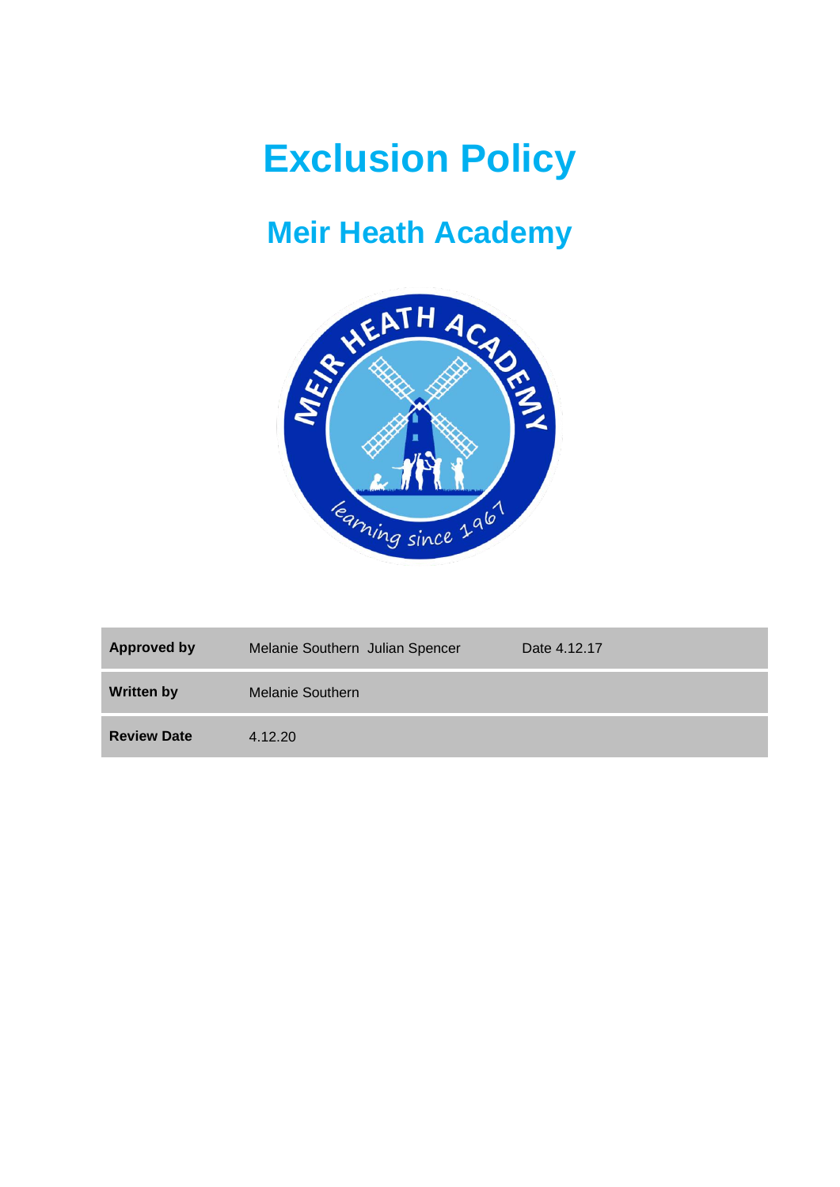# Exclusion Policy

## Meir Heath Academy

| | | |
|---|---|---|
| **Approved by** | Melanie Southern  Julian Spencer | Date 4.12.17 |
| **Written by** | Melanie Southern | |
| **Review Date** | 4.12.20 | |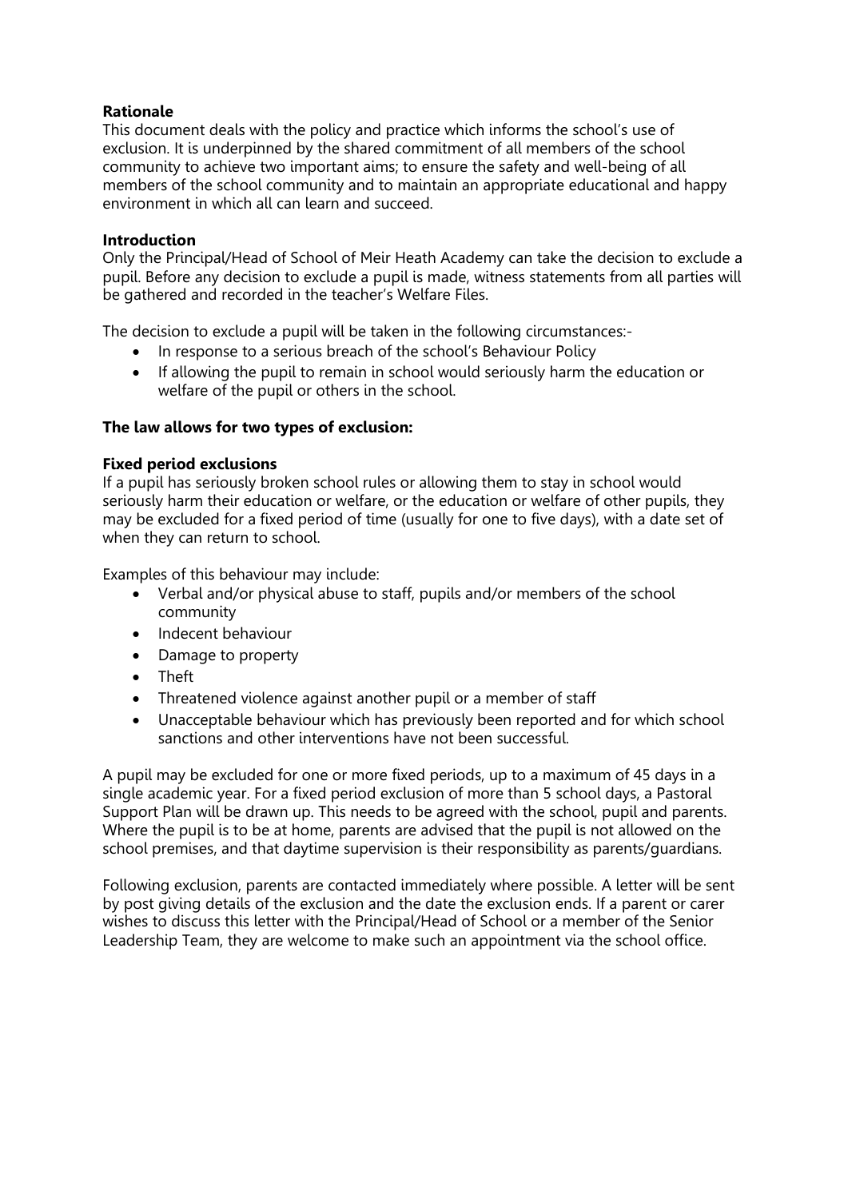**Rationale**

This document deals with the policy and practice which informs the school's use of exclusion. It is underpinned by the shared commitment of all members of the school community to achieve two important aims; to ensure the safety and well-being of all members of the school community and to maintain an appropriate educational and happy environment in which all can learn and succeed.

**Introduction**

Only the Principal/Head of School of Meir Heath Academy can take the decision to exclude a pupil. Before any decision to exclude a pupil is made, witness statements from all parties will be gathered and recorded in the teacher's Welfare Files.

The decision to exclude a pupil will be taken in the following circumstances:-

- In response to a serious breach of the school's Behaviour Policy
- If allowing the pupil to remain in school would seriously harm the education or welfare of the pupil or others in the school.

**The law allows for two types of exclusion:**

**Fixed period exclusions**

If a pupil has seriously broken school rules or allowing them to stay in school would seriously harm their education or welfare, or the education or welfare of other pupils, they may be excluded for a fixed period of time (usually for one to five days), with a date set of when they can return to school.

Examples of this behaviour may include:

- Verbal and/or physical abuse to staff, pupils and/or members of the school community
- Indecent behaviour
- Damage to property
- Theft
- Threatened violence against another pupil or a member of staff
- Unacceptable behaviour which has previously been reported and for which school sanctions and other interventions have not been successful.

A pupil may be excluded for one or more fixed periods, up to a maximum of 45 days in a single academic year. For a fixed period exclusion of more than 5 school days, a Pastoral Support Plan will be drawn up. This needs to be agreed with the school, pupil and parents. Where the pupil is to be at home, parents are advised that the pupil is not allowed on the school premises, and that daytime supervision is their responsibility as parents/guardians.

Following exclusion, parents are contacted immediately where possible. A letter will be sent by post giving details of the exclusion and the date the exclusion ends. If a parent or carer wishes to discuss this letter with the Principal/Head of School or a member of the Senior Leadership Team, they are welcome to make such an appointment via the school office.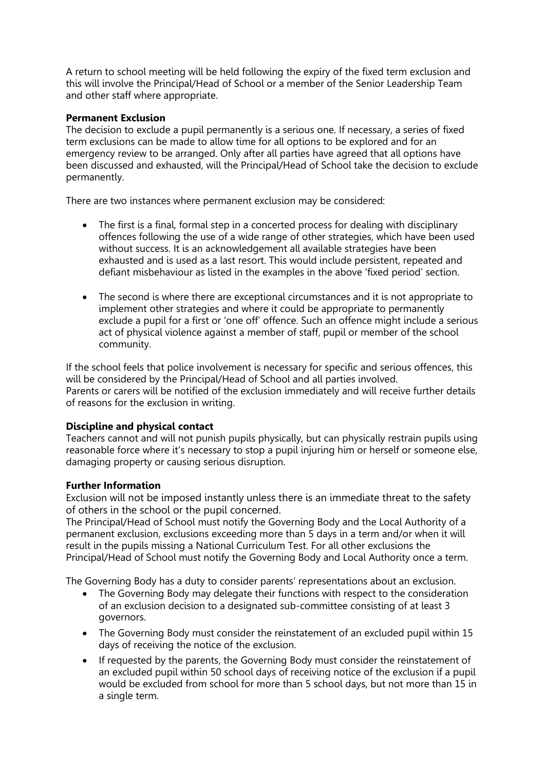A return to school meeting will be held following the expiry of the fixed term exclusion and this will involve the Principal/Head of School or a member of the Senior Leadership Team and other staff where appropriate.

**Permanent Exclusion**

The decision to exclude a pupil permanently is a serious one. If necessary, a series of fixed term exclusions can be made to allow time for all options to be explored and for an emergency review to be arranged. Only after all parties have agreed that all options have been discussed and exhausted, will the Principal/Head of School take the decision to exclude permanently.

There are two instances where permanent exclusion may be considered:

- The first is a final, formal step in a concerted process for dealing with disciplinary offences following the use of a wide range of other strategies, which have been used without success. It is an acknowledgement all available strategies have been exhausted and is used as a last resort. This would include persistent, repeated and defiant misbehaviour as listed in the examples in the above 'fixed period' section.

- The second is where there are exceptional circumstances and it is not appropriate to implement other strategies and where it could be appropriate to permanently exclude a pupil for a first or 'one off' offence. Such an offence might include a serious act of physical violence against a member of staff, pupil or member of the school community.

If the school feels that police involvement is necessary for specific and serious offences, this will be considered by the Principal/Head of School and all parties involved.
Parents or carers will be notified of the exclusion immediately and will receive further details of reasons for the exclusion in writing.

**Discipline and physical contact**

Teachers cannot and will not punish pupils physically, but can physically restrain pupils using reasonable force where it's necessary to stop a pupil injuring him or herself or someone else, damaging property or causing serious disruption.

**Further Information**

Exclusion will not be imposed instantly unless there is an immediate threat to the safety of others in the school or the pupil concerned.
The Principal/Head of School must notify the Governing Body and the Local Authority of a permanent exclusion, exclusions exceeding more than 5 days in a term and/or when it will result in the pupils missing a National Curriculum Test. For all other exclusions the Principal/Head of School must notify the Governing Body and Local Authority once a term.

The Governing Body has a duty to consider parents' representations about an exclusion.

- The Governing Body may delegate their functions with respect to the consideration of an exclusion decision to a designated sub-committee consisting of at least 3 governors.
- The Governing Body must consider the reinstatement of an excluded pupil within 15 days of receiving the notice of the exclusion.
- If requested by the parents, the Governing Body must consider the reinstatement of an excluded pupil within 50 school days of receiving notice of the exclusion if a pupil would be excluded from school for more than 5 school days, but not more than 15 in a single term.